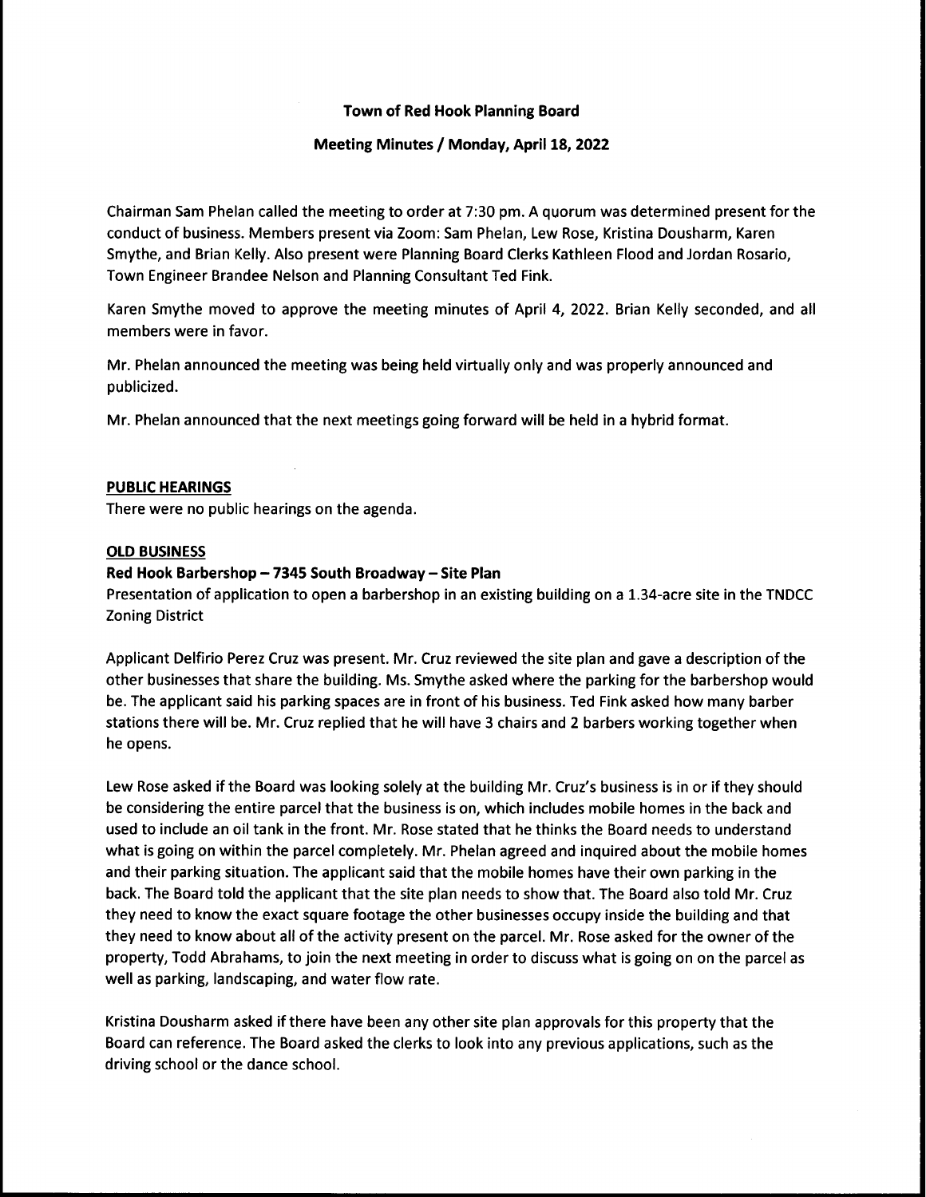# Town of Red Hook Planning Board

## Meeting Minutes / Monday, April 18, 2022

Chairman Sam Phelan called the meeting to order at 7:30 pm. A quorum was determined present for the conduct of business. Members present via Zoom: Sam Phelan, Lew Rose, Kristina Dousharm, Karen Smythe, and Brian Kelly. Also present were Planning Board Clerks Kathleen Flood and Jordan Rosario, Town Engineer Brandee Nelson and Planning Consultant Ted Fink.

Karen Smythe moved to approve the meeting minutes of April 4, 2022. Brian Kelly seconded, and all members were in favor.

Mr. Phelan announced the meeting was being held virtually only and was properly announced and publicized.

Mr. Phelan announced that the next meetings going forward will be held in a hybrid format.

**PUBLIC HEARINGS**

There were no public hearings on the agenda.

**OLD BUSINESS**

**Red Hook Barbershop – 7345 South Broadway – Site Plan**

Presentation of application to open a barbershop in an existing building on a 1.34-acre site in the TNDCC Zoning District

Applicant Delfirio Perez Cruz was present. Mr. Cruz reviewed the site plan and gave a description of the other businesses that share the building. Ms. Smythe asked where the parking for the barbershop would be. The applicant said his parking spaces are in front of his business. Ted Fink asked how many barber stations there will be. Mr. Cruz replied that he will have 3 chairs and 2 barbers working together when he opens.

Lew Rose asked if the Board was looking solely at the building Mr. Cruz's business is in or if they should be considering the entire parcel that the business is on, which includes mobile homes in the back and used to include an oil tank in the front. Mr. Rose stated that he thinks the Board needs to understand what is going on within the parcel completely. Mr. Phelan agreed and inquired about the mobile homes and their parking situation. The applicant said that the mobile homes have their own parking in the back. The Board told the applicant that the site plan needs to show that. The Board also told Mr. Cruz they need to know the exact square footage the other businesses occupy inside the building and that they need to know about all of the activity present on the parcel. Mr. Rose asked for the owner of the property, Todd Abrahams, to join the next meeting in order to discuss what is going on on the parcel as well as parking, landscaping, and water flow rate.

Kristina Dousharm asked if there have been any other site plan approvals for this property that the Board can reference. The Board asked the clerks to look into any previous applications, such as the driving school or the dance school.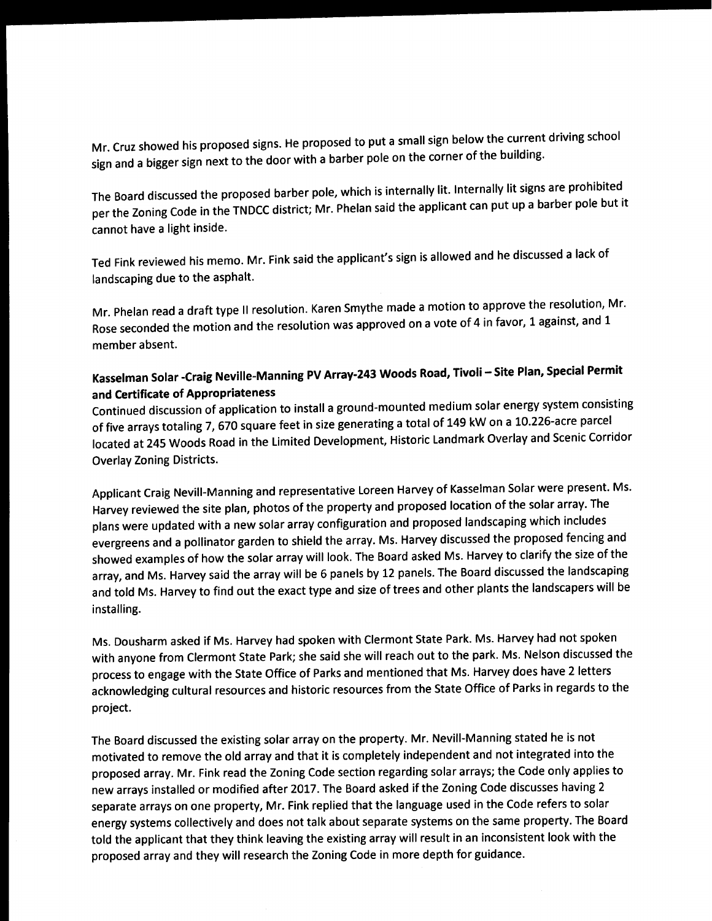Mr. Cruz showed his proposed signs. He proposed to put a small sign below the current driving school sign and a bigger sign next to the door with a barber pole on the corner of the building.

The Board discussed the proposed barber pole, which is internally lit. Internally lit signs are prohibited per the Zoning Code in the TNDCC district; Mr. Phelan said the applicant can put up a barber pole but it cannot have a light inside.

Ted Fink reviewed his memo. Mr. Fink said the applicant's sign is allowed and he discussed a lack of landscaping due to the asphalt.

Mr. Phelan read a draft type II resolution. Karen Smythe made a motion to approve the resolution, Mr. Rose seconded the motion and the resolution was approved on a vote of 4 in favor, 1 against, and 1 member absent.

**Kasselman Solar -Craig Neville-Manning PV Array-243 Woods Road, Tivoli – Site Plan, Special Permit and Certificate of Appropriateness**

Continued discussion of application to install a ground-mounted medium solar energy system consisting of five arrays totaling 7, 670 square feet in size generating a total of 149 kW on a 10.226-acre parcel located at 245 Woods Road in the Limited Development, Historic Landmark Overlay and Scenic Corridor Overlay Zoning Districts.

Applicant Craig Nevill-Manning and representative Loreen Harvey of Kasselman Solar were present. Ms. Harvey reviewed the site plan, photos of the property and proposed location of the solar array. The plans were updated with a new solar array configuration and proposed landscaping which includes evergreens and a pollinator garden to shield the array. Ms. Harvey discussed the proposed fencing and showed examples of how the solar array will look. The Board asked Ms. Harvey to clarify the size of the array, and Ms. Harvey said the array will be 6 panels by 12 panels. The Board discussed the landscaping and told Ms. Harvey to find out the exact type and size of trees and other plants the landscapers will be installing.

Ms. Dousharm asked if Ms. Harvey had spoken with Clermont State Park. Ms. Harvey had not spoken with anyone from Clermont State Park; she said she will reach out to the park. Ms. Nelson discussed the process to engage with the State Office of Parks and mentioned that Ms. Harvey does have 2 letters acknowledging cultural resources and historic resources from the State Office of Parks in regards to the project.

The Board discussed the existing solar array on the property. Mr. Nevill-Manning stated he is not motivated to remove the old array and that it is completely independent and not integrated into the proposed array. Mr. Fink read the Zoning Code section regarding solar arrays; the Code only applies to new arrays installed or modified after 2017. The Board asked if the Zoning Code discusses having 2 separate arrays on one property, Mr. Fink replied that the language used in the Code refers to solar energy systems collectively and does not talk about separate systems on the same property. The Board told the applicant that they think leaving the existing array will result in an inconsistent look with the proposed array and they will research the Zoning Code in more depth for guidance.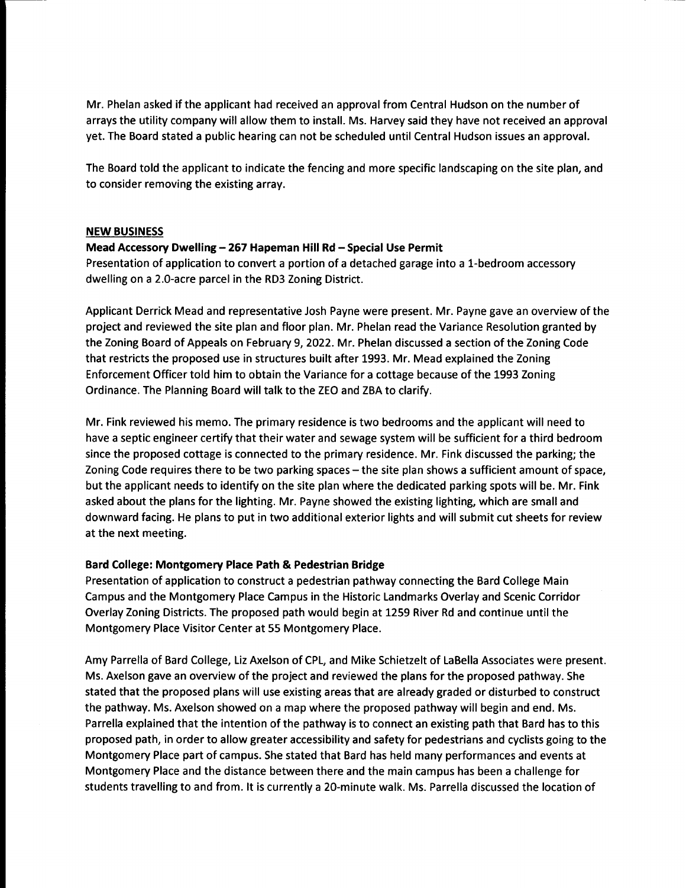Mr. Phelan asked if the applicant had received an approval from Central Hudson on the number of arrays the utility company will allow them to install. Ms. Harvey said they have not received an approval yet. The Board stated a public hearing can not be scheduled until Central Hudson issues an approval.

The Board told the applicant to indicate the fencing and more specific landscaping on the site plan, and to consider removing the existing array.

## NEW BUSINESS

### Mead Accessory Dwelling – 267 Hapeman Hill Rd – Special Use Permit

Presentation of application to convert a portion of a detached garage into a 1-bedroom accessory dwelling on a 2.0-acre parcel in the RD3 Zoning District.

Applicant Derrick Mead and representative Josh Payne were present. Mr. Payne gave an overview of the project and reviewed the site plan and floor plan. Mr. Phelan read the Variance Resolution granted by the Zoning Board of Appeals on February 9, 2022. Mr. Phelan discussed a section of the Zoning Code that restricts the proposed use in structures built after 1993. Mr. Mead explained the Zoning Enforcement Officer told him to obtain the Variance for a cottage because of the 1993 Zoning Ordinance. The Planning Board will talk to the ZEO and ZBA to clarify.

Mr. Fink reviewed his memo. The primary residence is two bedrooms and the applicant will need to have a septic engineer certify that their water and sewage system will be sufficient for a third bedroom since the proposed cottage is connected to the primary residence. Mr. Fink discussed the parking; the Zoning Code requires there to be two parking spaces – the site plan shows a sufficient amount of space, but the applicant needs to identify on the site plan where the dedicated parking spots will be. Mr. Fink asked about the plans for the lighting. Mr. Payne showed the existing lighting, which are small and downward facing. He plans to put in two additional exterior lights and will submit cut sheets for review at the next meeting.

### Bard College: Montgomery Place Path & Pedestrian Bridge

Presentation of application to construct a pedestrian pathway connecting the Bard College Main Campus and the Montgomery Place Campus in the Historic Landmarks Overlay and Scenic Corridor Overlay Zoning Districts. The proposed path would begin at 1259 River Rd and continue until the Montgomery Place Visitor Center at 55 Montgomery Place.

Amy Parrella of Bard College, Liz Axelson of CPL, and Mike Schietzelt of LaBella Associates were present. Ms. Axelson gave an overview of the project and reviewed the plans for the proposed pathway. She stated that the proposed plans will use existing areas that are already graded or disturbed to construct the pathway. Ms. Axelson showed on a map where the proposed pathway will begin and end. Ms. Parrella explained that the intention of the pathway is to connect an existing path that Bard has to this proposed path, in order to allow greater accessibility and safety for pedestrians and cyclists going to the Montgomery Place part of campus. She stated that Bard has held many performances and events at Montgomery Place and the distance between there and the main campus has been a challenge for students travelling to and from. It is currently a 20-minute walk. Ms. Parrella discussed the location of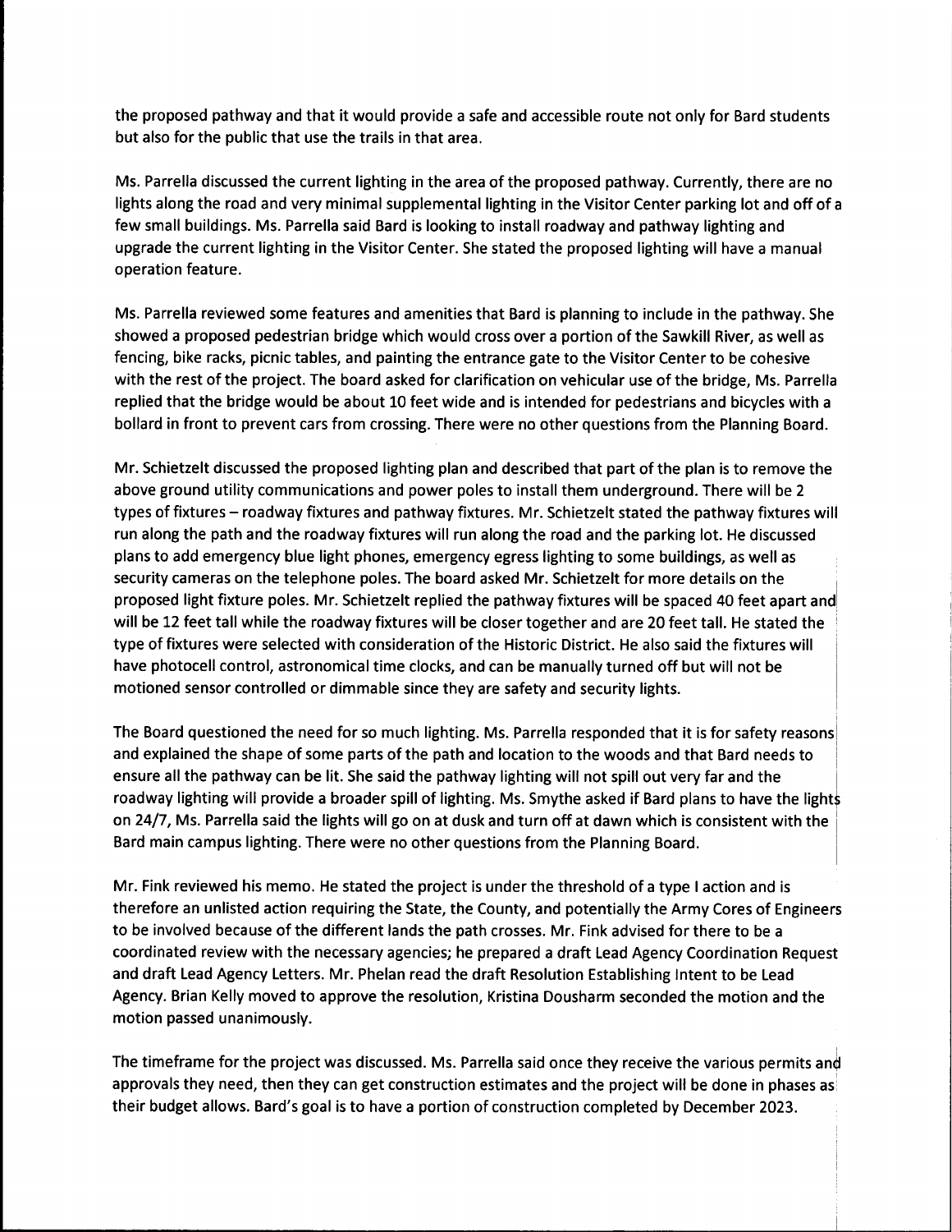the proposed pathway and that it would provide a safe and accessible route not only for Bard students but also for the public that use the trails in that area.

Ms. Parrella discussed the current lighting in the area of the proposed pathway. Currently, there are no lights along the road and very minimal supplemental lighting in the Visitor Center parking lot and off of a few small buildings. Ms. Parrella said Bard is looking to install roadway and pathway lighting and upgrade the current lighting in the Visitor Center. She stated the proposed lighting will have a manual operation feature.

Ms. Parrella reviewed some features and amenities that Bard is planning to include in the pathway. She showed a proposed pedestrian bridge which would cross over a portion of the Sawkill River, as well as fencing, bike racks, picnic tables, and painting the entrance gate to the Visitor Center to be cohesive with the rest of the project. The board asked for clarification on vehicular use of the bridge, Ms. Parrella replied that the bridge would be about 10 feet wide and is intended for pedestrians and bicycles with a bollard in front to prevent cars from crossing. There were no other questions from the Planning Board.

Mr. Schietzelt discussed the proposed lighting plan and described that part of the plan is to remove the above ground utility communications and power poles to install them underground. There will be 2 types of fixtures – roadway fixtures and pathway fixtures. Mr. Schietzelt stated the pathway fixtures will run along the path and the roadway fixtures will run along the road and the parking lot. He discussed plans to add emergency blue light phones, emergency egress lighting to some buildings, as well as security cameras on the telephone poles. The board asked Mr. Schietzelt for more details on the proposed light fixture poles. Mr. Schietzelt replied the pathway fixtures will be spaced 40 feet apart and will be 12 feet tall while the roadway fixtures will be closer together and are 20 feet tall. He stated the type of fixtures were selected with consideration of the Historic District. He also said the fixtures will have photocell control, astronomical time clocks, and can be manually turned off but will not be motioned sensor controlled or dimmable since they are safety and security lights.

The Board questioned the need for so much lighting. Ms. Parrella responded that it is for safety reasons and explained the shape of some parts of the path and location to the woods and that Bard needs to ensure all the pathway can be lit. She said the pathway lighting will not spill out very far and the roadway lighting will provide a broader spill of lighting. Ms. Smythe asked if Bard plans to have the lights on 24/7, Ms. Parrella said the lights will go on at dusk and turn off at dawn which is consistent with the Bard main campus lighting. There were no other questions from the Planning Board.

Mr. Fink reviewed his memo. He stated the project is under the threshold of a type I action and is therefore an unlisted action requiring the State, the County, and potentially the Army Cores of Engineers to be involved because of the different lands the path crosses. Mr. Fink advised for there to be a coordinated review with the necessary agencies; he prepared a draft Lead Agency Coordination Request and draft Lead Agency Letters. Mr. Phelan read the draft Resolution Establishing Intent to be Lead Agency. Brian Kelly moved to approve the resolution, Kristina Dousharm seconded the motion and the motion passed unanimously.

The timeframe for the project was discussed. Ms. Parrella said once they receive the various permits and approvals they need, then they can get construction estimates and the project will be done in phases as their budget allows. Bard's goal is to have a portion of construction completed by December 2023.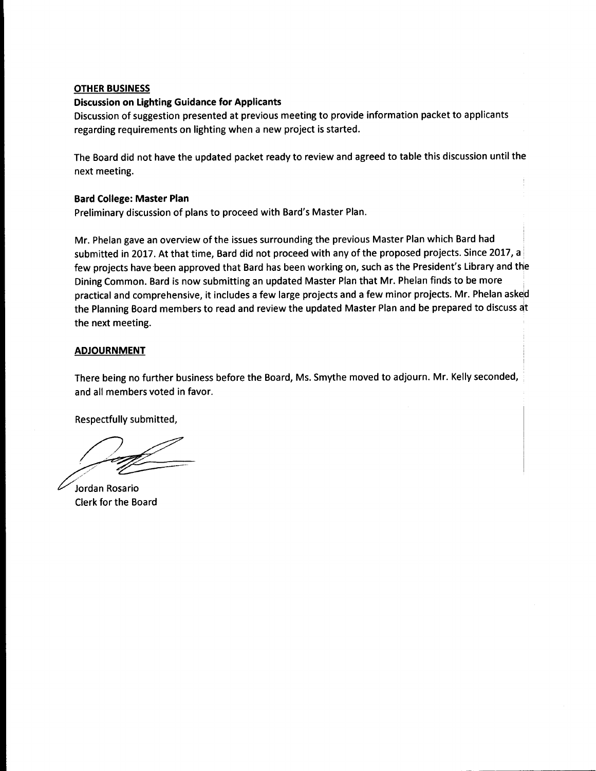**<u>OTHER BUSINESS</u>**

**Discussion on Lighting Guidance for Applicants**

Discussion of suggestion presented at previous meeting to provide information packet to applicants regarding requirements on lighting when a new project is started.

The Board did not have the updated packet ready to review and agreed to table this discussion until the next meeting.

**Bard College: Master Plan**

Preliminary discussion of plans to proceed with Bard's Master Plan.

Mr. Phelan gave an overview of the issues surrounding the previous Master Plan which Bard had submitted in 2017. At that time, Bard did not proceed with any of the proposed projects. Since 2017, a few projects have been approved that Bard has been working on, such as the President's Library and the Dining Common. Bard is now submitting an updated Master Plan that Mr. Phelan finds to be more practical and comprehensive, it includes a few large projects and a few minor projects. Mr. Phelan asked the Planning Board members to read and review the updated Master Plan and be prepared to discuss at the next meeting.

**<u>ADJOURNMENT</u>**

There being no further business before the Board, Ms. Smythe moved to adjourn. Mr. Kelly seconded, and all members voted in favor.

Respectfully submitted,

Jordan Rosario
Clerk for the Board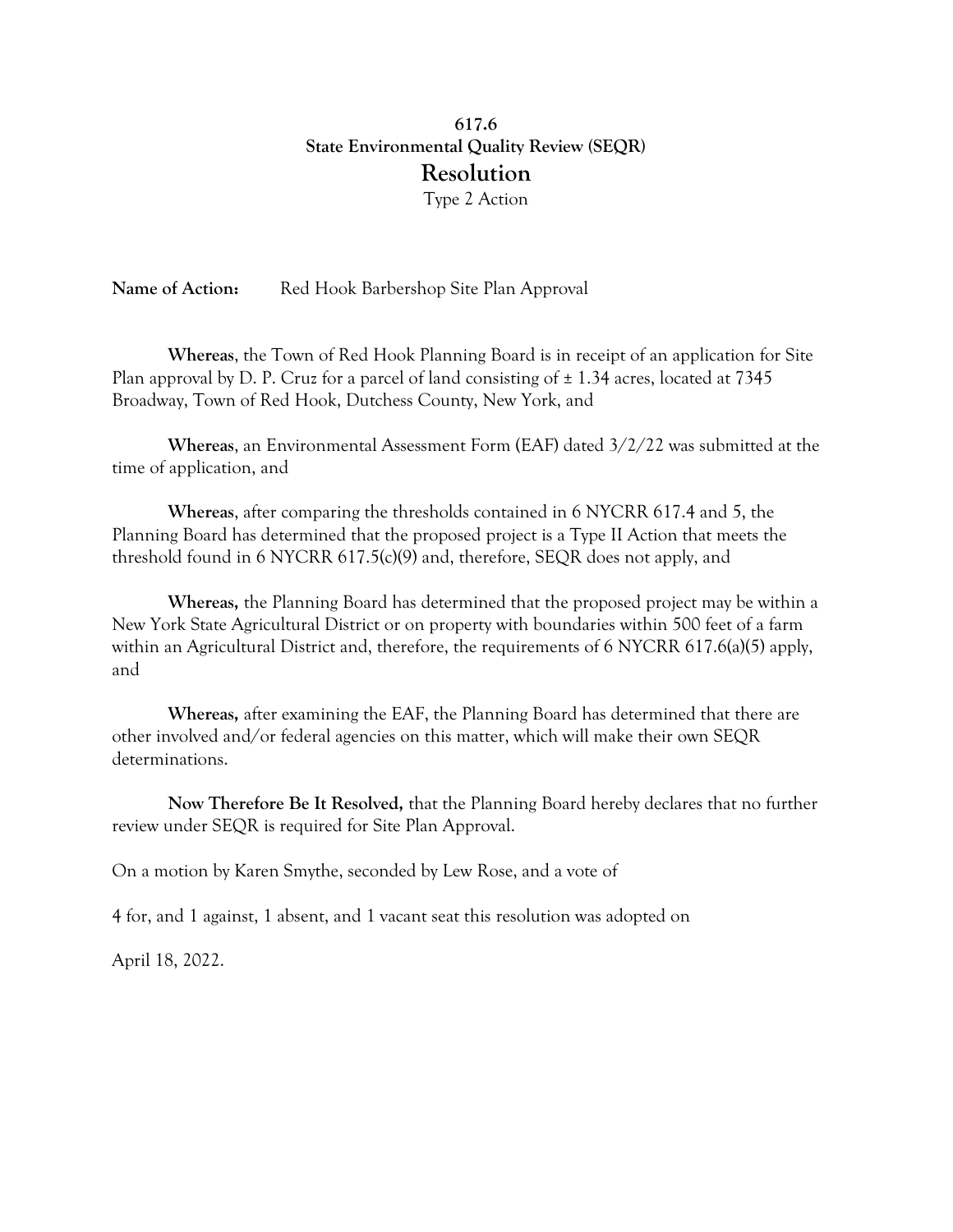**617.6**

**State Environmental Quality Review (SEQR)**

# Resolution

Type 2 Action

**Name of Action:** Red Hook Barbershop Site Plan Approval

**Whereas**, the Town of Red Hook Planning Board is in receipt of an application for Site Plan approval by D. P. Cruz for a parcel of land consisting of ± 1.34 acres, located at 7345 Broadway, Town of Red Hook, Dutchess County, New York, and

**Whereas**, an Environmental Assessment Form (EAF) dated 3/2/22 was submitted at the time of application, and

**Whereas**, after comparing the thresholds contained in 6 NYCRR 617.4 and 5, the Planning Board has determined that the proposed project is a Type II Action that meets the threshold found in 6 NYCRR 617.5(c)(9) and, therefore, SEQR does not apply, and

**Whereas,** the Planning Board has determined that the proposed project may be within a New York State Agricultural District or on property with boundaries within 500 feet of a farm within an Agricultural District and, therefore, the requirements of 6 NYCRR 617.6(a)(5) apply, and

**Whereas,** after examining the EAF, the Planning Board has determined that there are other involved and/or federal agencies on this matter, which will make their own SEQR determinations.

**Now Therefore Be It Resolved,** that the Planning Board hereby declares that no further review under SEQR is required for Site Plan Approval.

On a motion by Karen Smythe, seconded by Lew Rose, and a vote of

4 for, and 1 against, 1 absent, and 1 vacant seat this resolution was adopted on

April 18, 2022.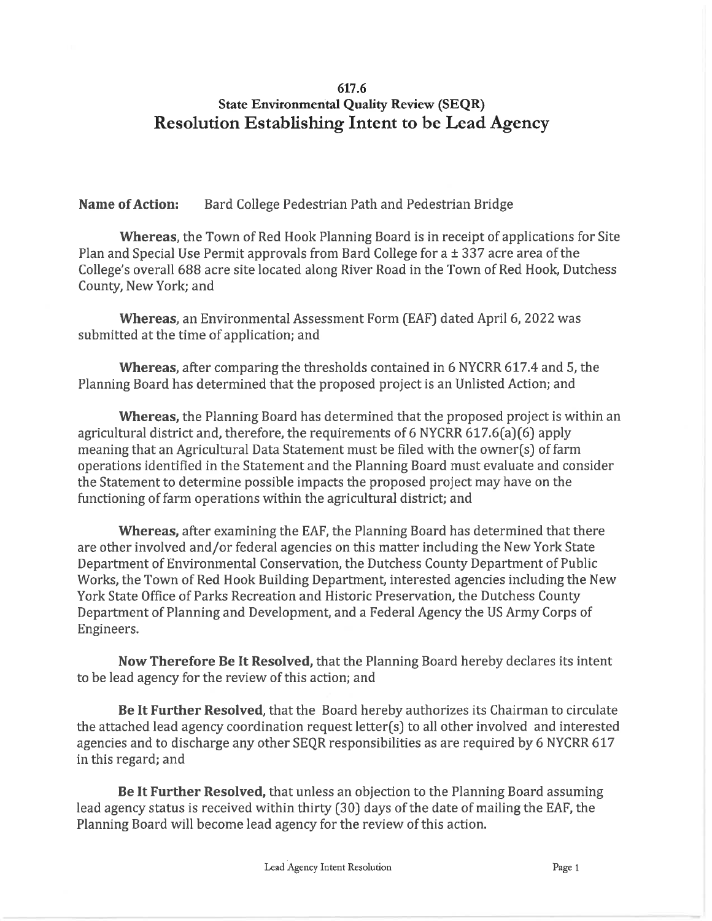# 617.6
## State Environmental Quality Review (SEQR)
## Resolution Establishing Intent to be Lead Agency

**Name of Action:** Bard College Pedestrian Path and Pedestrian Bridge

**Whereas**, the Town of Red Hook Planning Board is in receipt of applications for Site Plan and Special Use Permit approvals from Bard College for a ± 337 acre area of the College's overall 688 acre site located along River Road in the Town of Red Hook, Dutchess County, New York; and

**Whereas**, an Environmental Assessment Form (EAF) dated April 6, 2022 was submitted at the time of application; and

**Whereas**, after comparing the thresholds contained in 6 NYCRR 617.4 and 5, the Planning Board has determined that the proposed project is an Unlisted Action; and

**Whereas,** the Planning Board has determined that the proposed project is within an agricultural district and, therefore, the requirements of 6 NYCRR 617.6(a)(6) apply meaning that an Agricultural Data Statement must be filed with the owner(s) of farm operations identified in the Statement and the Planning Board must evaluate and consider the Statement to determine possible impacts the proposed project may have on the functioning of farm operations within the agricultural district; and

**Whereas,** after examining the EAF, the Planning Board has determined that there are other involved and/or federal agencies on this matter including the New York State Department of Environmental Conservation, the Dutchess County Department of Public Works, the Town of Red Hook Building Department, interested agencies including the New York State Office of Parks Recreation and Historic Preservation, the Dutchess County Department of Planning and Development, and a Federal Agency the US Army Corps of Engineers.

**Now Therefore Be It Resolved,** that the Planning Board hereby declares its intent to be lead agency for the review of this action; and

**Be It Further Resolved,** that the Board hereby authorizes its Chairman to circulate the attached lead agency coordination request letter(s) to all other involved and interested agencies and to discharge any other SEQR responsibilities as are required by 6 NYCRR 617 in this regard; and

**Be It Further Resolved,** that unless an objection to the Planning Board assuming lead agency status is received within thirty (30) days of the date of mailing the EAF, the Planning Board will become lead agency for the review of this action.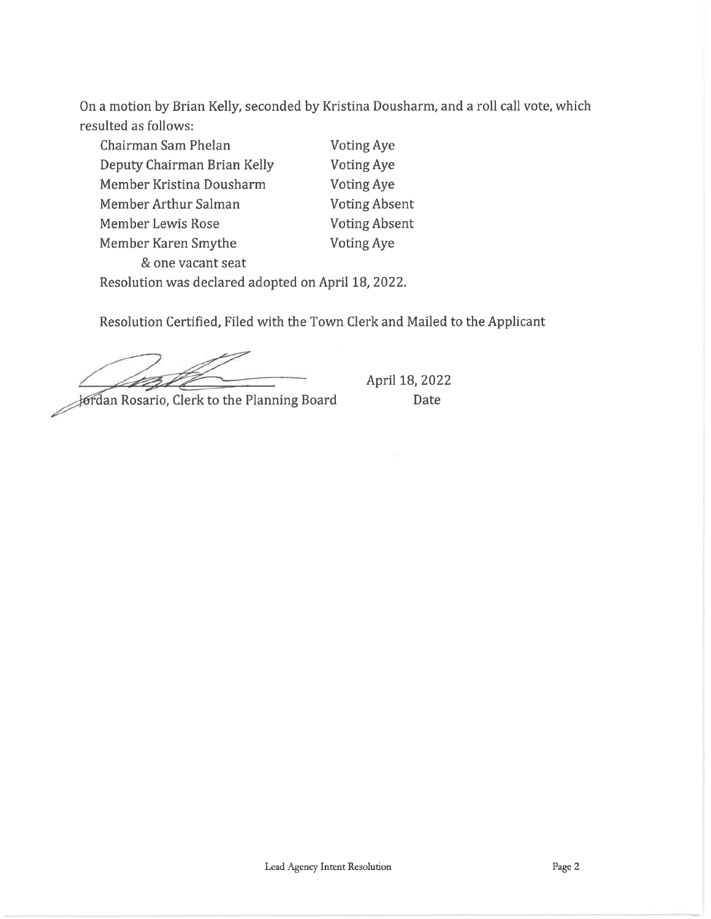On a motion by Brian Kelly, seconded by Kristina Dousharm, and a roll call vote, which resulted as follows:

| | |
|---|---|
| Chairman Sam Phelan | Voting Aye |
| Deputy Chairman Brian Kelly | Voting Aye |
| Member Kristina Dousharm | Voting Aye |
| Member Arthur Salman | Voting Absent |
| Member Lewis Rose | Voting Absent |
| Member Karen Smythe | Voting Aye |
| & one vacant seat | |

Resolution was declared adopted on April 18, 2022.

Resolution Certified, Filed with the Town Clerk and Mailed to the Applicant

Jordan Rosario, Clerk to the Planning Board

April 18, 2022
Date